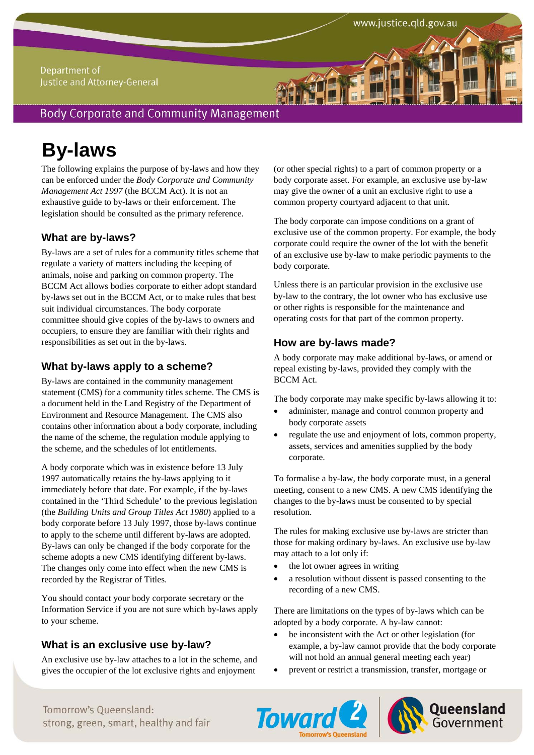Department of Justice and Attorney-General

Body Corporate and Community Management

# By-laws

The following explains the purpose of by-laws and how they can be enforced under the *Body Corporate and Community Management Act 1997* (the BCCM Act). It is not an exhaustive guide to by-laws or their enforcement. The legislation should be consulted as the primary reference.

## What are by-laws?

By-laws are a set of rules for a community titles scheme that regulate a variety of matters including the keeping of animals, noise and parking on common property. The BCCM Act allows bodies corporate to either adopt standard by-laws set out in the BCCM Act, or to make rules that best suit individual circumstances. The body corporate committee should give copies of the by-laws to owners and occupiers, to ensure they are familiar with their rights and responsibilities as set out in the by-laws.

## What by-laws apply to a scheme?

By-laws are contained in the community management statement (CMS) for a community titles scheme. The CMS is a document held in the Land Registry of the Department of Environment and Resource Management. The CMS also contains other information about a body corporate, including the name of the scheme, the regulation module applying to the scheme, and the schedules of lot entitlements.

A body corporate which was in existence before 13 July 1997 automatically retains the by-laws applying to it immediately before that date. For example, if the by-laws contained in the 'Third Schedule' to the previous legislation (the *Building Units and Group Titles Act 1980*) applied to a body corporate before 13 July 1997, those by-laws continue to apply to the scheme until different by-laws are adopted. By-laws can only be changed if the body corporate for the scheme adopts a new CMS identifying different by-laws. The changes only come into effect when the new CMS is recorded by the Registrar of Titles.

You should contact your body corporate secretary or the Information Service if you are not sure which by-laws apply to your scheme.

## What is an exclusive use by-law?

An exclusive use by-law attaches to a lot in the scheme, and gives the occupier of the lot exclusive rights and enjoyment (or other special rights) to a part of common property or a body corporate asset. For example, an exclusive use by-law may give the owner of a unit an exclusive right to use a common property courtyard adjacent to that unit.

The body corporate can impose conditions on a grant of exclusive use of the common property. For example, the body corporate could require the owner of the lot with the benefit of an exclusive use by-law to make periodic payments to the body corporate.

Unless there is an particular provision in the exclusive use by-law to the contrary, the lot owner who has exclusive use or other rights is responsible for the maintenance and operating costs for that part of the common property.

## How are by-laws made?

A body corporate may make additional by-laws, or amend or repeal existing by-laws, provided they comply with the BCCM Act.

The body corporate may make specific by-laws allowing it to:

- administer, manage and control common property and body corporate assets
- regulate the use and enjoyment of lots, common property, assets, services and amenities supplied by the body corporate.

To formalise a by-law, the body corporate must, in a general meeting, consent to a new CMS. A new CMS identifying the changes to the by-laws must be consented to by special resolution.

The rules for making exclusive use by-laws are stricter than those for making ordinary by-laws. An exclusive use by-law may attach to a lot only if:

- the lot owner agrees in writing
- a resolution without dissent is passed consenting to the recording of a new CMS.

There are limitations on the types of by-laws which can be adopted by a body corporate. A by-law cannot:

- be inconsistent with the Act or other legislation (for example, a by-law cannot provide that the body corporate will not hold an annual general meeting each year)
- prevent or restrict a transmission, transfer, mortgage or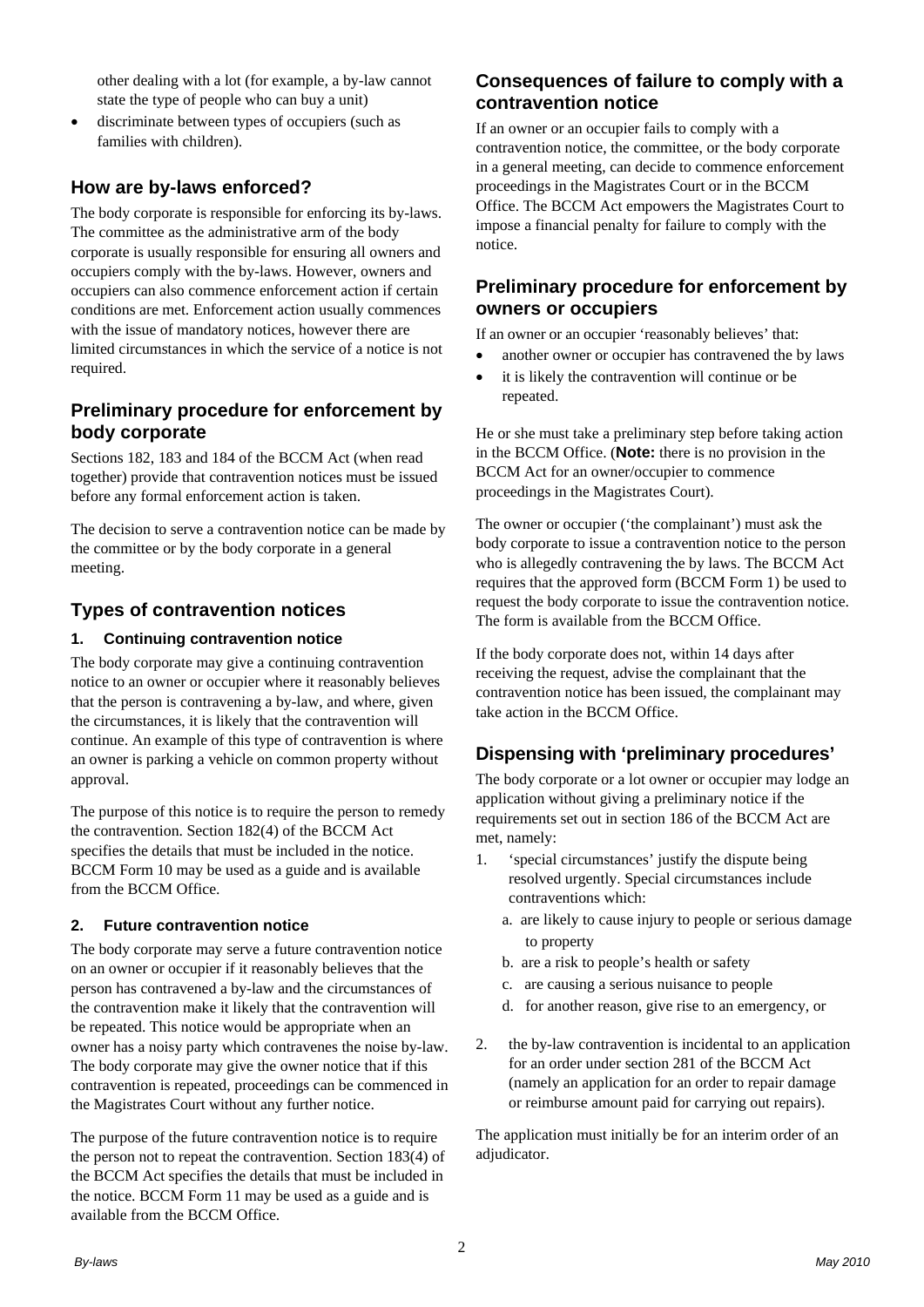other dealing with a lot (for example, a by-law cannot state the type of people who can buy a unit)

- discriminate between types of occupiers (such as families with children).

## How are by-laws enforced?

The body corporate is responsible for enforcing its by-laws. The committee as the administrative arm of the body corporate is usually responsible for ensuring all owners and occupiers comply with the by-laws. However, owners and occupiers can also commence enforcement action if certain conditions are met. Enforcement action usually commences with the issue of mandatory notices, however there are limited circumstances in which the service of a notice is not required.

## Preliminary procedure for enforcement by body corporate

Sections 182, 183 and 184 of the BCCM Act (when read together) provide that contravention notices must be issued before any formal enforcement action is taken.

The decision to serve a contravention notice can be made by the committee or by the body corporate in a general meeting.

## Types of contravention notices

### 1. Continuing contravention notice

The body corporate may give a continuing contravention notice to an owner or occupier where it reasonably believes that the person is contravening a by-law, and where, given the circumstances, it is likely that the contravention will continue. An example of this type of contravention is where an owner is parking a vehicle on common property without approval.

The purpose of this notice is to require the person to remedy the contravention. Section 182(4) of the BCCM Act specifies the details that must be included in the notice. BCCM Form 10 may be used as a guide and is available from the BCCM Office.

### 2. Future contravention notice

The body corporate may serve a future contravention notice on an owner or occupier if it reasonably believes that the person has contravened a by-law and the circumstances of the contravention make it likely that the contravention will be repeated. This notice would be appropriate when an owner has a noisy party which contravenes the noise by-law. The body corporate may give the owner notice that if this contravention is repeated, proceedings can be commenced in the Magistrates Court without any further notice.

The purpose of the future contravention notice is to require the person not to repeat the contravention. Section 183(4) of the BCCM Act specifies the details that must be included in the notice. BCCM Form 11 may be used as a guide and is available from the BCCM Office.

## Consequences of failure to comply with a contravention notice

If an owner or an occupier fails to comply with a contravention notice, the committee, or the body corporate in a general meeting, can decide to commence enforcement proceedings in the Magistrates Court or in the BCCM Office. The BCCM Act empowers the Magistrates Court to impose a financial penalty for failure to comply with the notice.

## Preliminary procedure for enforcement by owners or occupiers

If an owner or an occupier 'reasonably believes' that:

- another owner or occupier has contravened the by laws
- it is likely the contravention will continue or be repeated.

He or she must take a preliminary step before taking action in the BCCM Office. (**Note:** there is no provision in the BCCM Act for an owner/occupier to commence proceedings in the Magistrates Court).

The owner or occupier ('the complainant') must ask the body corporate to issue a contravention notice to the person who is allegedly contravening the by laws. The BCCM Act requires that the approved form (BCCM Form 1) be used to request the body corporate to issue the contravention notice. The form is available from the BCCM Office.

If the body corporate does not, within 14 days after receiving the request, advise the complainant that the contravention notice has been issued, the complainant may take action in the BCCM Office.

## Dispensing with 'preliminary procedures'

The body corporate or a lot owner or occupier may lodge an application without giving a preliminary notice if the requirements set out in section 186 of the BCCM Act are met, namely:

1. 'special circumstances' justify the dispute being resolved urgently. Special circumstances include contraventions which:
   a. are likely to cause injury to people or serious damage to property
   b. are a risk to people's health or safety
   c. are causing a serious nuisance to people
   d. for another reason, give rise to an emergency, or
2. the by-law contravention is incidental to an application for an order under section 281 of the BCCM Act (namely an application for an order to repair damage or reimburse amount paid for carrying out repairs).

The application must initially be for an interim order of an adjudicator.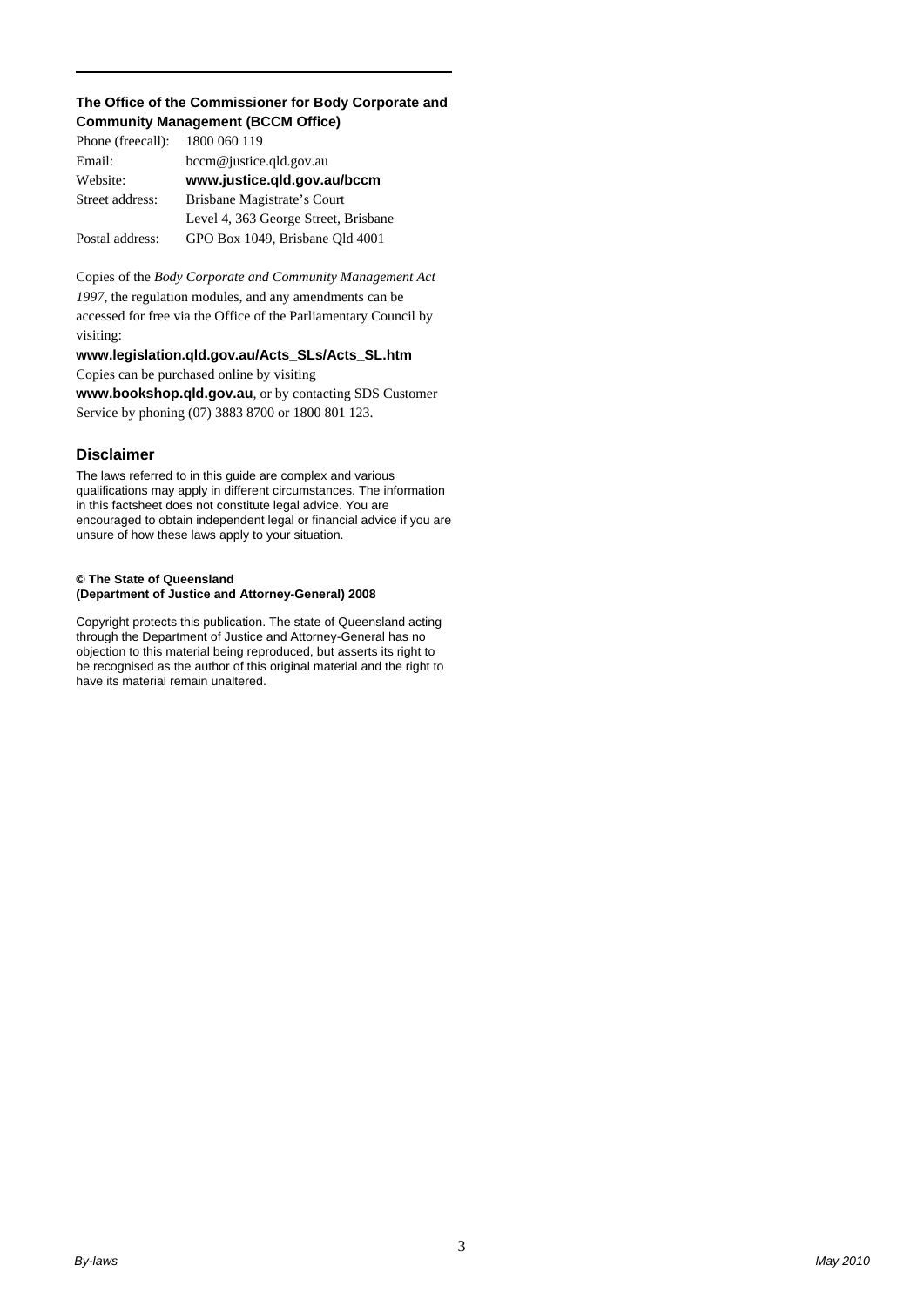**The Office of the Commissioner for Body Corporate and Community Management (BCCM Office)**

| | |
|---|---|
| Phone (freecall): | 1800 060 119 |
| Email: | bccm@justice.qld.gov.au |
| Website: | **www.justice.qld.gov.au/bccm** |
| Street address: | Brisbane Magistrate's Court<br>Level 4, 363 George Street, Brisbane |
| Postal address: | GPO Box 1049, Brisbane Qld 4001 |

Copies of the *Body Corporate and Community Management Act 1997*, the regulation modules, and any amendments can be accessed for free via the Office of the Parliamentary Council by visiting:

**www.legislation.qld.gov.au/Acts_SLs/Acts_SL.htm**

Copies can be purchased online by visiting **www.bookshop.qld.gov.au**, or by contacting SDS Customer Service by phoning (07) 3883 8700 or 1800 801 123.

## Disclaimer

The laws referred to in this guide are complex and various qualifications may apply in different circumstances. The information in this factsheet does not constitute legal advice. You are encouraged to obtain independent legal or financial advice if you are unsure of how these laws apply to your situation.

**© The State of Queensland**
**(Department of Justice and Attorney-General) 2008**

Copyright protects this publication. The state of Queensland acting through the Department of Justice and Attorney-General has no objection to this material being reproduced, but asserts its right to be recognised as the author of this original material and the right to have its material remain unaltered.